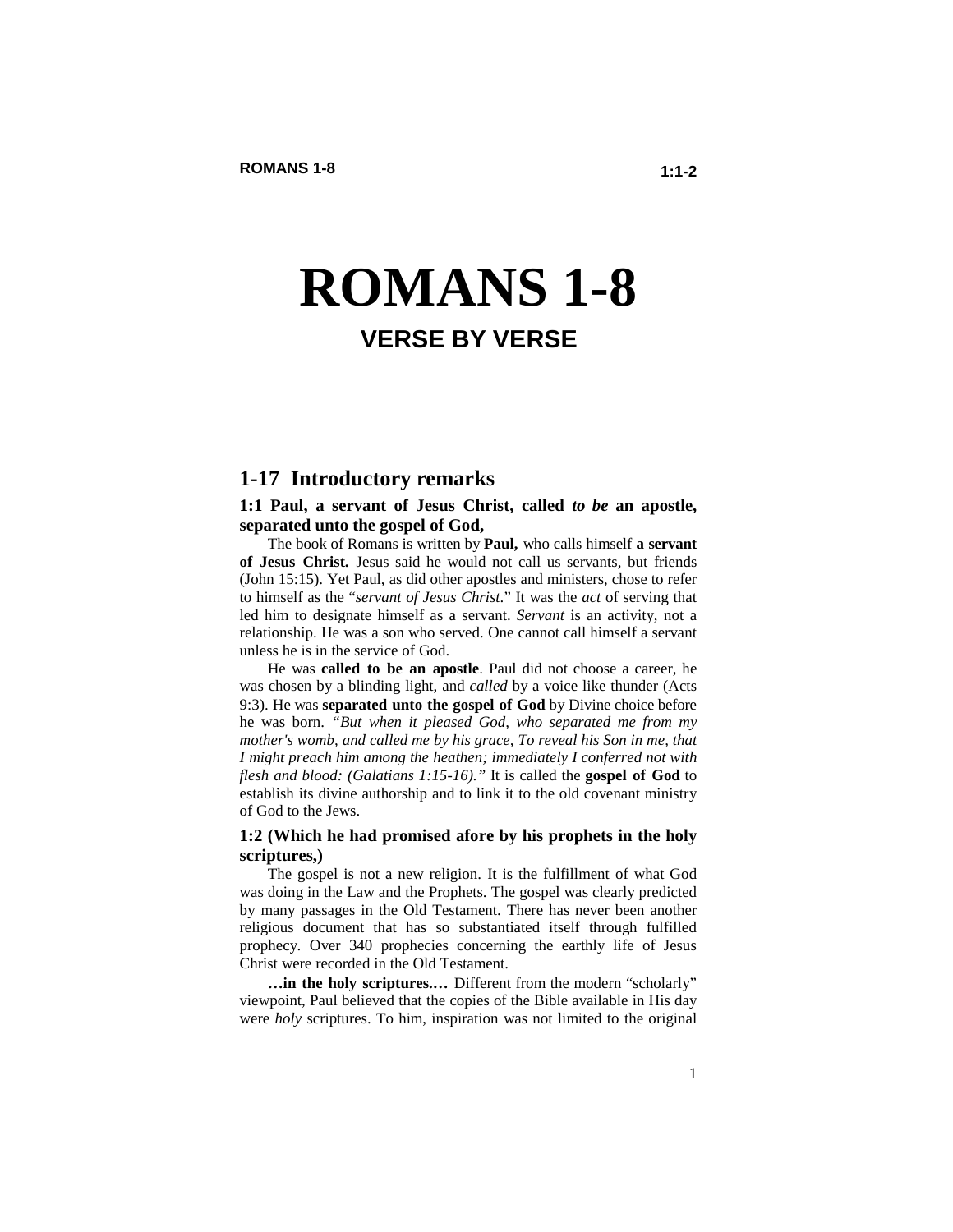# ROMANS 1-8

## VERSE BY VERSE

## 1-17 Introductory remarks

**1:1 Paul, a servant of Jesus Christ, called *to be* an apostle, separated unto the gospel of God,**

The book of Romans is written by **Paul,** who calls himself **a servant of Jesus Christ.** Jesus said he would not call us servants, but friends (John 15:15). Yet Paul, as did other apostles and ministers, chose to refer to himself as the "*servant of Jesus Christ*." It was the *act* of serving that led him to designate himself as a servant. *Servant* is an activity, not a relationship. He was a son who served. One cannot call himself a servant unless he is in the service of God.

He was **called to be an apostle**. Paul did not choose a career, he was chosen by a blinding light, and *called* by a voice like thunder (Acts 9:3). He was **separated unto the gospel of God** by Divine choice before he was born. *"But when it pleased God, who separated me from my mother's womb, and called me by his grace, To reveal his Son in me, that I might preach him among the heathen; immediately I conferred not with flesh and blood: (Galatians 1:15-16)."* It is called the **gospel of God** to establish its divine authorship and to link it to the old covenant ministry of God to the Jews.

**1:2 (Which he had promised afore by his prophets in the holy scriptures,)**

The gospel is not a new religion. It is the fulfillment of what God was doing in the Law and the Prophets. The gospel was clearly predicted by many passages in the Old Testament. There has never been another religious document that has so substantiated itself through fulfilled prophecy. Over 340 prophecies concerning the earthly life of Jesus Christ were recorded in the Old Testament.

**…in the holy scriptures.…** Different from the modern "scholarly" viewpoint, Paul believed that the copies of the Bible available in His day were *holy* scriptures. To him, inspiration was not limited to the original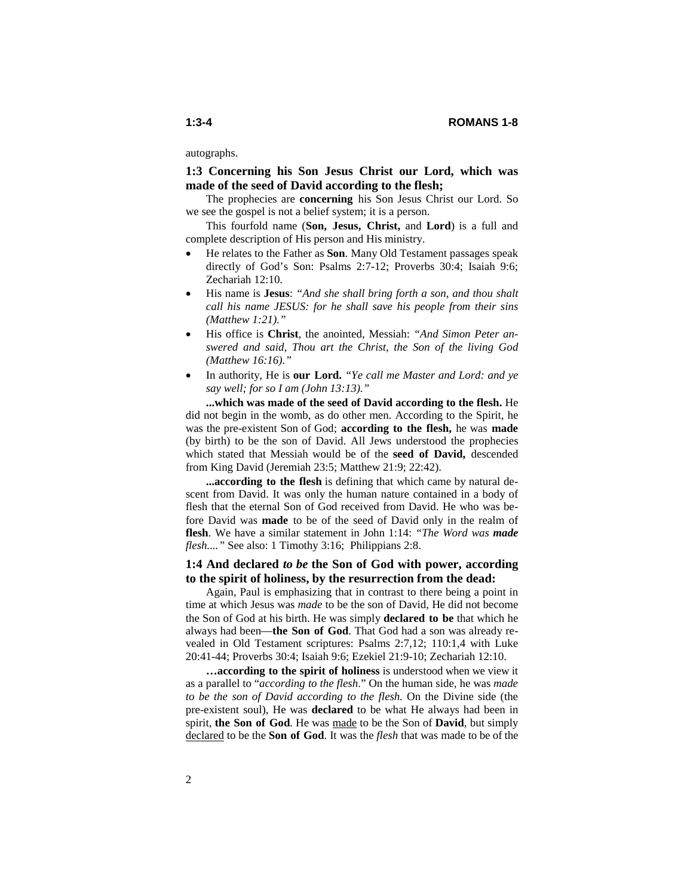autographs.

### 1:3 Concerning his Son Jesus Christ our Lord, which was made of the seed of David according to the flesh;

The prophecies are **concerning** his Son Jesus Christ our Lord. So we see the gospel is not a belief system; it is a person.

This fourfold name (**Son, Jesus, Christ,** and **Lord**) is a full and complete description of His person and His ministry.

- He relates to the Father as **Son**. Many Old Testament passages speak directly of God's Son: Psalms 2:7-12; Proverbs 30:4; Isaiah 9:6; Zechariah 12:10.
- His name is **Jesus**: *"And she shall bring forth a son, and thou shalt call his name JESUS: for he shall save his people from their sins (Matthew 1:21)."*
- His office is **Christ**, the anointed, Messiah: *"And Simon Peter answered and said, Thou art the Christ, the Son of the living God (Matthew 16:16)."*
- In authority, He is **our Lord.** *"Ye call me Master and Lord: and ye say well; for so I am (John 13:13)."*

**...which was made of the seed of David according to the flesh.** He did not begin in the womb, as do other men. According to the Spirit, he was the pre-existent Son of God; **according to the flesh,** he was **made** (by birth) to be the son of David. All Jews understood the prophecies which stated that Messiah would be of the **seed of David,** descended from King David (Jeremiah 23:5; Matthew 21:9; 22:42).

**...according to the flesh** is defining that which came by natural descent from David. It was only the human nature contained in a body of flesh that the eternal Son of God received from David. He who was before David was **made** to be of the seed of David only in the realm of **flesh**. We have a similar statement in John 1:14: *"The Word was* ***made*** *flesh...."* See also: 1 Timothy 3:16; Philippians 2:8.

### 1:4 And declared *to be* the Son of God with power, according to the spirit of holiness, by the resurrection from the dead:

Again, Paul is emphasizing that in contrast to there being a point in time at which Jesus was *made* to be the son of David, He did not become the Son of God at his birth. He was simply **declared to be** that which he always had been—**the Son of God**. That God had a son was already revealed in Old Testament scriptures: Psalms 2:7,12; 110:1,4 with Luke 20:41-44; Proverbs 30:4; Isaiah 9:6; Ezekiel 21:9-10; Zechariah 12:10.

**…according to the spirit of holiness** is understood when we view it as a parallel to "*according to the flesh*." On the human side, he was *made to be the son of David according to the flesh.* On the Divine side (the pre-existent soul), He was **declared** to be what He always had been in spirit, **the Son of God**. He was made to be the Son of **David**, but simply declared to be the **Son of God**. It was the *flesh* that was made to be of the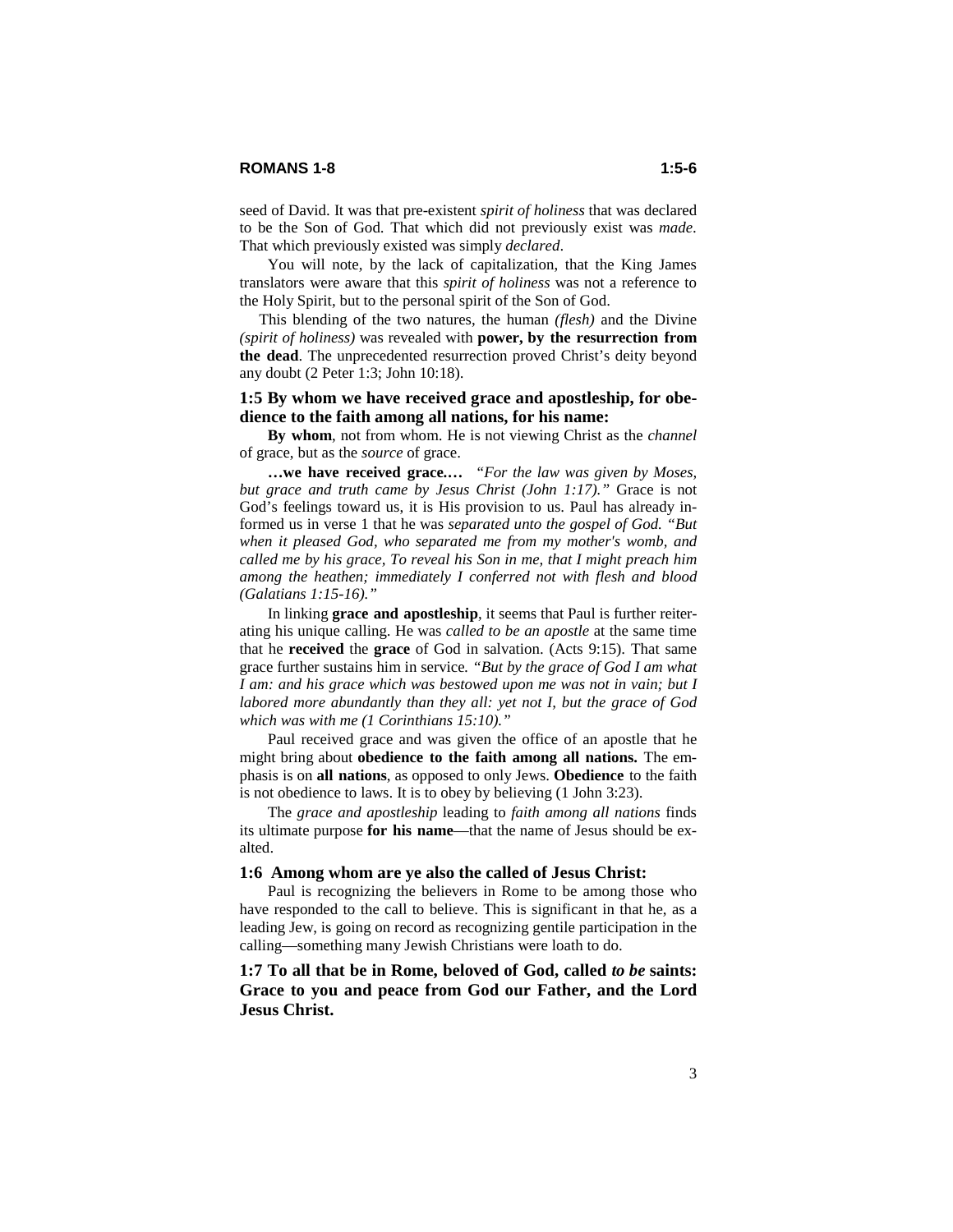seed of David. It was that pre-existent *spirit of holiness* that was declared to be the Son of God. That which did not previously exist was *made*. That which previously existed was simply *declared*.

You will note, by the lack of capitalization, that the King James translators were aware that this *spirit of holiness* was not a reference to the Holy Spirit, but to the personal spirit of the Son of God.

This blending of the two natures, the human *(flesh)* and the Divine *(spirit of holiness)* was revealed with **power, by the resurrection from the dead**. The unprecedented resurrection proved Christ's deity beyond any doubt (2 Peter 1:3; John 10:18).

### 1:5 By whom we have received grace and apostleship, for obedience to the faith among all nations, for his name:

**By whom**, not from whom. He is not viewing Christ as the *channel* of grace, but as the *source* of grace.

**…we have received grace.…** *"For the law was given by Moses, but grace and truth came by Jesus Christ (John 1:17)."* Grace is not God's feelings toward us, it is His provision to us. Paul has already informed us in verse 1 that he was *separated unto the gospel of God. "But when it pleased God, who separated me from my mother's womb, and called me by his grace, To reveal his Son in me, that I might preach him among the heathen; immediately I conferred not with flesh and blood (Galatians 1:15-16)."*

In linking **grace and apostleship**, it seems that Paul is further reiterating his unique calling. He was *called to be an apostle* at the same time that he **received** the **grace** of God in salvation. (Acts 9:15). That same grace further sustains him in service. *"But by the grace of God I am what I am: and his grace which was bestowed upon me was not in vain; but I labored more abundantly than they all: yet not I, but the grace of God which was with me (1 Corinthians 15:10)."*

Paul received grace and was given the office of an apostle that he might bring about **obedience to the faith among all nations.** The emphasis is on **all nations**, as opposed to only Jews. **Obedience** to the faith is not obedience to laws. It is to obey by believing (1 John 3:23).

The *grace and apostleship* leading to *faith among all nations* finds its ultimate purpose **for his name**—that the name of Jesus should be exalted.

### 1:6 Among whom are ye also the called of Jesus Christ:

Paul is recognizing the believers in Rome to be among those who have responded to the call to believe. This is significant in that he, as a leading Jew, is going on record as recognizing gentile participation in the calling—something many Jewish Christians were loath to do.

### 1:7 To all that be in Rome, beloved of God, called *to be* saints: Grace to you and peace from God our Father, and the Lord Jesus Christ.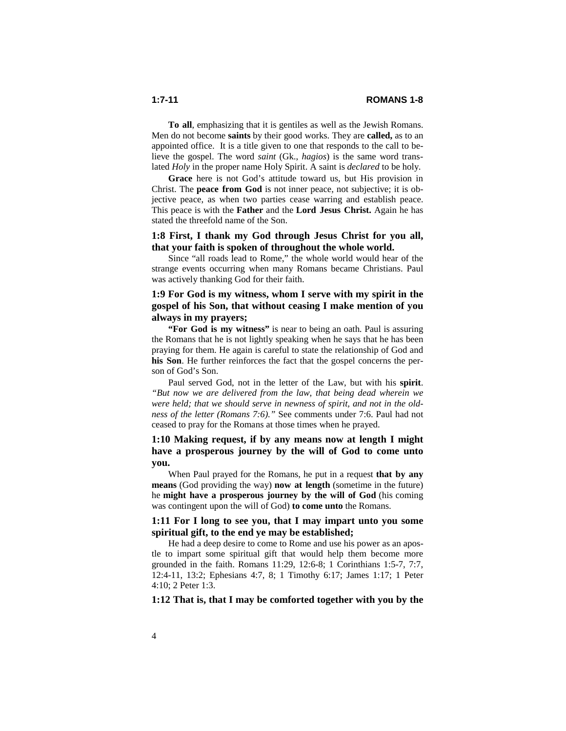**To all**, emphasizing that it is gentiles as well as the Jewish Romans. Men do not become **saints** by their good works. They are **called,** as to an appointed office. It is a title given to one that responds to the call to believe the gospel. The word *saint* (Gk., *hagios*) is the same word translated *Holy* in the proper name Holy Spirit. A saint is *declared* to be holy.

**Grace** here is not God's attitude toward us, but His provision in Christ. The **peace from God** is not inner peace, not subjective; it is objective peace, as when two parties cease warring and establish peace. This peace is with the **Father** and the **Lord Jesus Christ.** Again he has stated the threefold name of the Son.

**1:8 First, I thank my God through Jesus Christ for you all, that your faith is spoken of throughout the whole world.**

Since "all roads lead to Rome," the whole world would hear of the strange events occurring when many Romans became Christians. Paul was actively thanking God for their faith.

**1:9 For God is my witness, whom I serve with my spirit in the gospel of his Son, that without ceasing I make mention of you always in my prayers;**

**"For God is my witness"** is near to being an oath. Paul is assuring the Romans that he is not lightly speaking when he says that he has been praying for them. He again is careful to state the relationship of God and **his Son**. He further reinforces the fact that the gospel concerns the person of God's Son.

Paul served God, not in the letter of the Law, but with his **spirit**. *"But now we are delivered from the law, that being dead wherein we were held; that we should serve in newness of spirit, and not in the oldness of the letter (Romans 7:6)."* See comments under 7:6. Paul had not ceased to pray for the Romans at those times when he prayed.

**1:10 Making request, if by any means now at length I might have a prosperous journey by the will of God to come unto you.**

When Paul prayed for the Romans, he put in a request **that by any means** (God providing the way) **now at length** (sometime in the future) he **might have a prosperous journey by the will of God** (his coming was contingent upon the will of God) **to come unto** the Romans.

**1:11 For I long to see you, that I may impart unto you some spiritual gift, to the end ye may be established;**

He had a deep desire to come to Rome and use his power as an apostle to impart some spiritual gift that would help them become more grounded in the faith. Romans 11:29, 12:6-8; 1 Corinthians 1:5-7, 7:7, 12:4-11, 13:2; Ephesians 4:7, 8; 1 Timothy 6:17; James 1:17; 1 Peter 4:10; 2 Peter 1:3.

**1:12 That is, that I may be comforted together with you by the**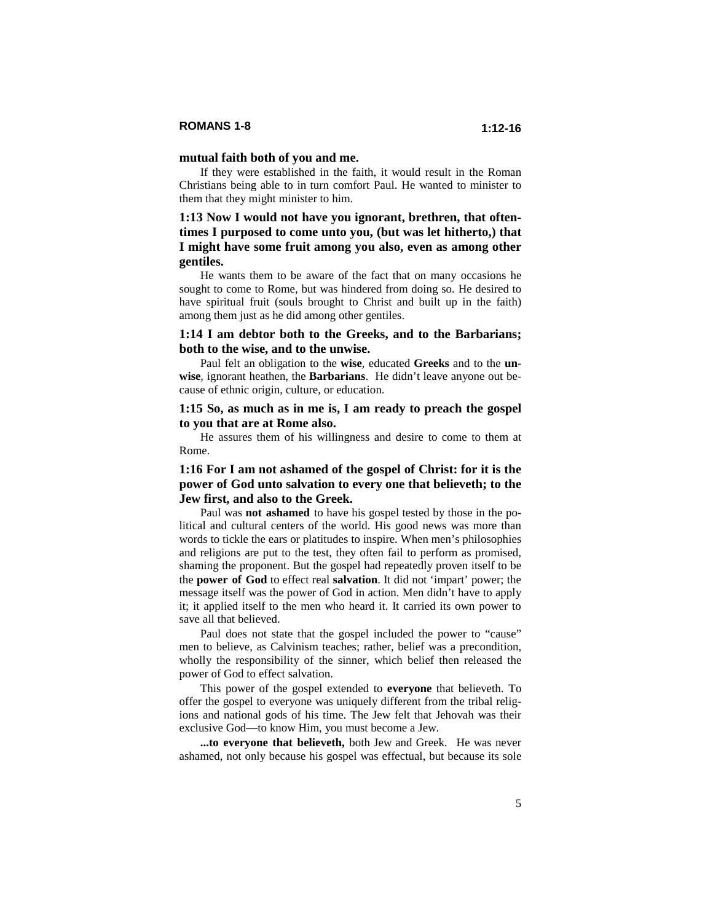**mutual faith both of you and me.**

If they were established in the faith, it would result in the Roman Christians being able to in turn comfort Paul. He wanted to minister to them that they might minister to him.

**1:13 Now I would not have you ignorant, brethren, that oftentimes I purposed to come unto you, (but was let hitherto,) that I might have some fruit among you also, even as among other gentiles.**

He wants them to be aware of the fact that on many occasions he sought to come to Rome, but was hindered from doing so. He desired to have spiritual fruit (souls brought to Christ and built up in the faith) among them just as he did among other gentiles.

**1:14 I am debtor both to the Greeks, and to the Barbarians; both to the wise, and to the unwise.**

Paul felt an obligation to the **wise**, educated **Greeks** and to the **unwise**, ignorant heathen, the **Barbarians**. He didn't leave anyone out because of ethnic origin, culture, or education.

**1:15 So, as much as in me is, I am ready to preach the gospel to you that are at Rome also.**

He assures them of his willingness and desire to come to them at Rome.

**1:16 For I am not ashamed of the gospel of Christ: for it is the power of God unto salvation to every one that believeth; to the Jew first, and also to the Greek.**

Paul was **not ashamed** to have his gospel tested by those in the political and cultural centers of the world. His good news was more than words to tickle the ears or platitudes to inspire. When men's philosophies and religions are put to the test, they often fail to perform as promised, shaming the proponent. But the gospel had repeatedly proven itself to be the **power of God** to effect real **salvation**. It did not 'impart' power; the message itself was the power of God in action. Men didn't have to apply it; it applied itself to the men who heard it. It carried its own power to save all that believed.

Paul does not state that the gospel included the power to "cause" men to believe, as Calvinism teaches; rather, belief was a precondition, wholly the responsibility of the sinner, which belief then released the power of God to effect salvation.

This power of the gospel extended to **everyone** that believeth. To offer the gospel to everyone was uniquely different from the tribal religions and national gods of his time. The Jew felt that Jehovah was their exclusive God—to know Him, you must become a Jew.

**...to everyone that believeth,** both Jew and Greek. He was never ashamed, not only because his gospel was effectual, but because its sole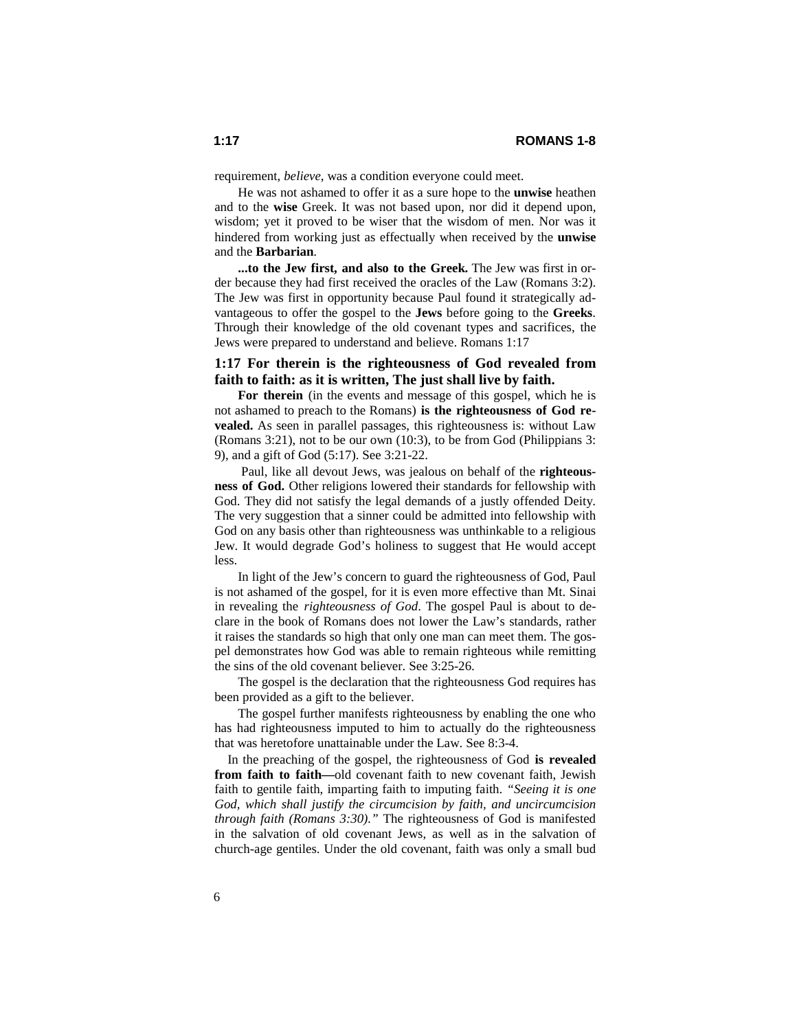requirement, *believe*, was a condition everyone could meet.

He was not ashamed to offer it as a sure hope to the **unwise** heathen and to the **wise** Greek. It was not based upon, nor did it depend upon, wisdom; yet it proved to be wiser that the wisdom of men. Nor was it hindered from working just as effectually when received by the **unwise** and the **Barbarian**.

**...to the Jew first, and also to the Greek.** The Jew was first in order because they had first received the oracles of the Law (Romans 3:2). The Jew was first in opportunity because Paul found it strategically advantageous to offer the gospel to the **Jews** before going to the **Greeks**. Through their knowledge of the old covenant types and sacrifices, the Jews were prepared to understand and believe. Romans 1:17

### 1:17 For therein is the righteousness of God revealed from faith to faith: as it is written, The just shall live by faith.

**For therein** (in the events and message of this gospel, which he is not ashamed to preach to the Romans) **is the righteousness of God revealed.** As seen in parallel passages, this righteousness is: without Law (Romans 3:21), not to be our own (10:3), to be from God (Philippians 3: 9), and a gift of God (5:17). See 3:21-22.

Paul, like all devout Jews, was jealous on behalf of the **righteousness of God.** Other religions lowered their standards for fellowship with God. They did not satisfy the legal demands of a justly offended Deity. The very suggestion that a sinner could be admitted into fellowship with God on any basis other than righteousness was unthinkable to a religious Jew. It would degrade God's holiness to suggest that He would accept less.

In light of the Jew's concern to guard the righteousness of God, Paul is not ashamed of the gospel, for it is even more effective than Mt. Sinai in revealing the *righteousness of God*. The gospel Paul is about to declare in the book of Romans does not lower the Law's standards, rather it raises the standards so high that only one man can meet them. The gospel demonstrates how God was able to remain righteous while remitting the sins of the old covenant believer. See 3:25-26.

The gospel is the declaration that the righteousness God requires has been provided as a gift to the believer.

The gospel further manifests righteousness by enabling the one who has had righteousness imputed to him to actually do the righteousness that was heretofore unattainable under the Law. See 8:3-4.

In the preaching of the gospel, the righteousness of God **is revealed from faith to faith—**old covenant faith to new covenant faith, Jewish faith to gentile faith, imparting faith to imputing faith. *"Seeing it is one God, which shall justify the circumcision by faith, and uncircumcision through faith (Romans 3:30)."* The righteousness of God is manifested in the salvation of old covenant Jews, as well as in the salvation of church-age gentiles. Under the old covenant, faith was only a small bud